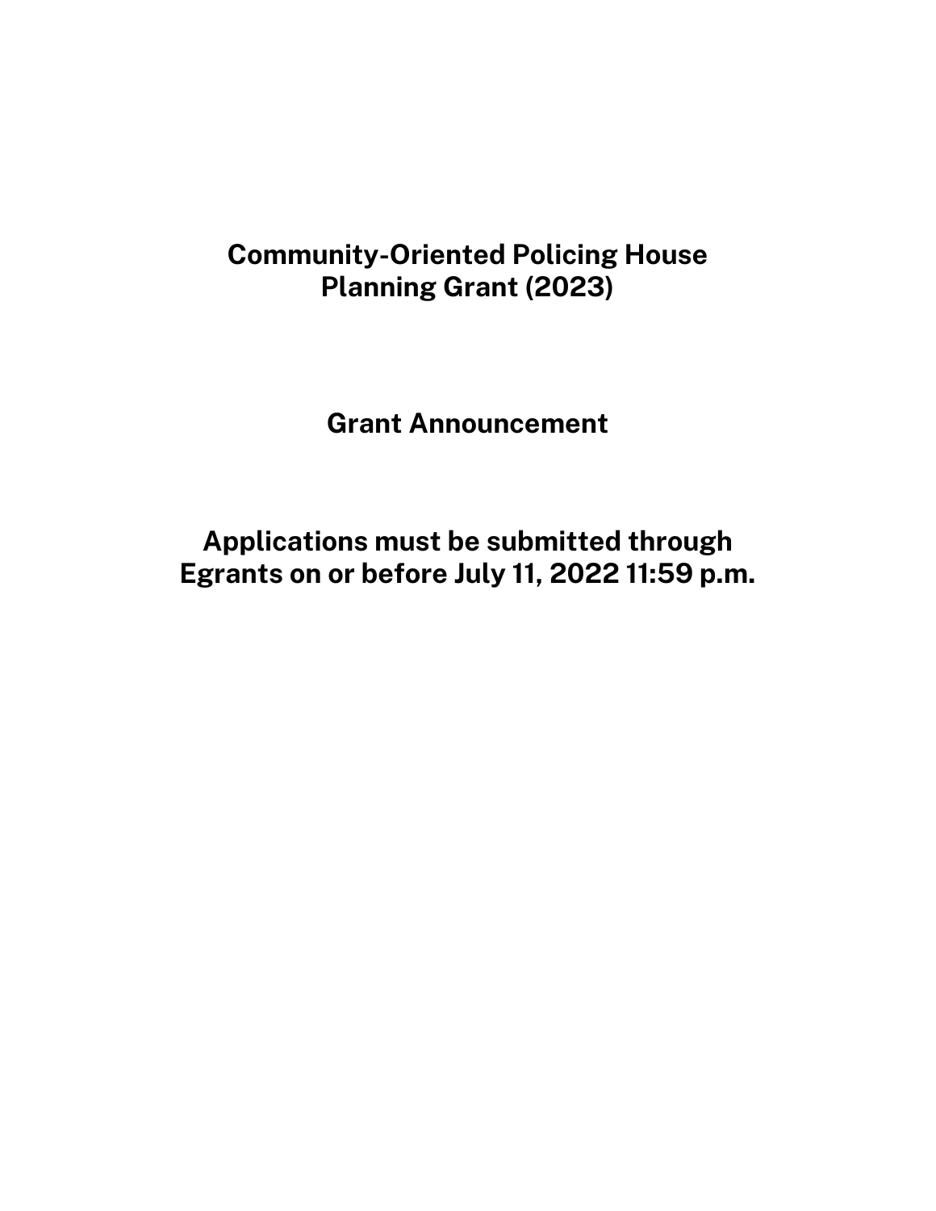# Community-Oriented Policing House Planning Grant (2023)

## Grant Announcement

## Applications must be submitted through Egrants on or before July 11, 2022 11:59 p.m.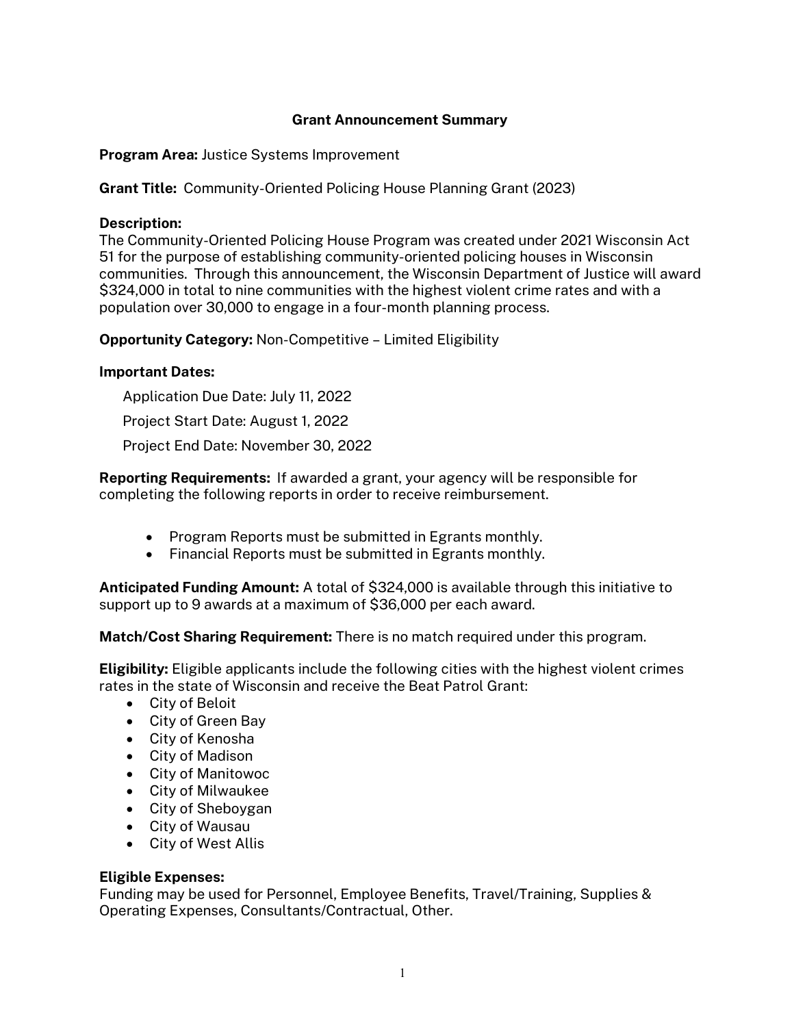## Grant Announcement Summary

**Program Area:** Justice Systems Improvement

**Grant Title:** Community-Oriented Policing House Planning Grant (2023)

**Description:**
The Community-Oriented Policing House Program was created under 2021 Wisconsin Act 51 for the purpose of establishing community-oriented policing houses in Wisconsin communities. Through this announcement, the Wisconsin Department of Justice will award $324,000 in total to nine communities with the highest violent crime rates and with a population over 30,000 to engage in a four-month planning process.

**Opportunity Category:** Non-Competitive – Limited Eligibility

**Important Dates:**

Application Due Date: July 11, 2022

Project Start Date: August 1, 2022

Project End Date: November 30, 2022

**Reporting Requirements:** If awarded a grant, your agency will be responsible for completing the following reports in order to receive reimbursement.

- Program Reports must be submitted in Egrants monthly.
- Financial Reports must be submitted in Egrants monthly.

**Anticipated Funding Amount:** A total of $324,000 is available through this initiative to support up to 9 awards at a maximum of $36,000 per each award.

**Match/Cost Sharing Requirement:** There is no match required under this program.

**Eligibility:** Eligible applicants include the following cities with the highest violent crimes rates in the state of Wisconsin and receive the Beat Patrol Grant:

- City of Beloit
- City of Green Bay
- City of Kenosha
- City of Madison
- City of Manitowoc
- City of Milwaukee
- City of Sheboygan
- City of Wausau
- City of West Allis

**Eligible Expenses:**
Funding may be used for Personnel, Employee Benefits, Travel/Training, Supplies & Operating Expenses, Consultants/Contractual, Other.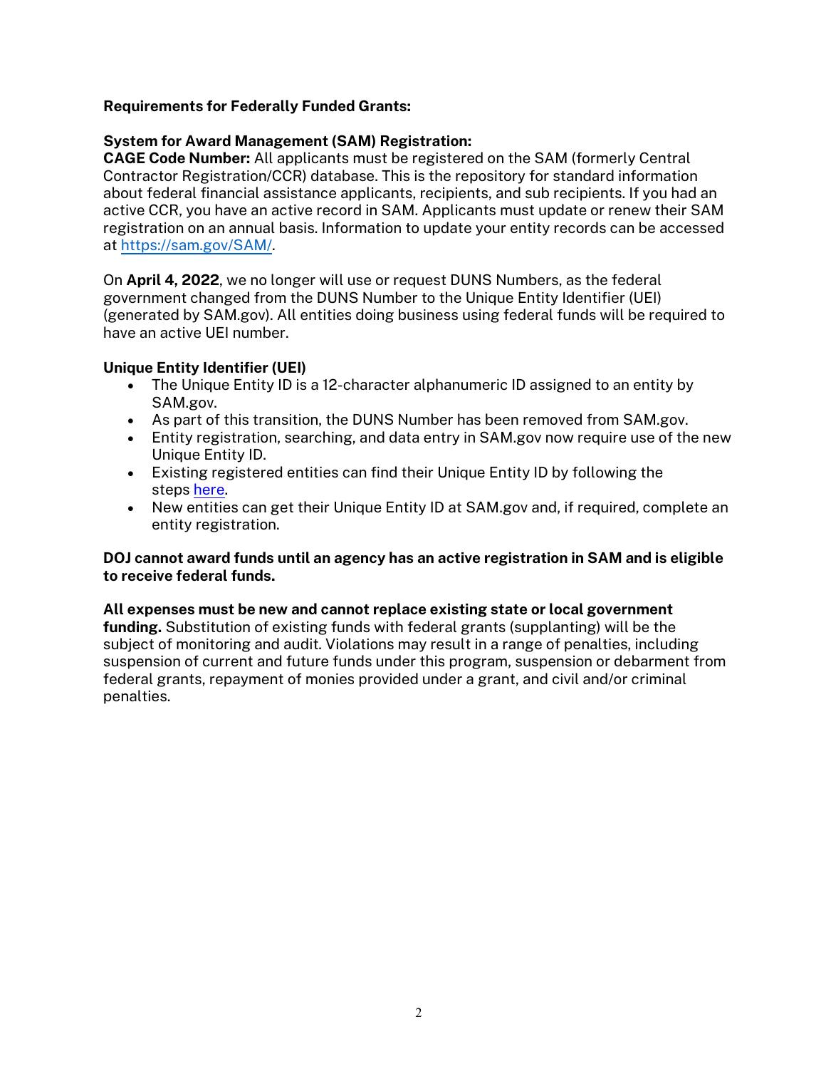**Requirements for Federally Funded Grants:**

**System for Award Management (SAM) Registration:**

**CAGE Code Number:** All applicants must be registered on the SAM (formerly Central Contractor Registration/CCR) database. This is the repository for standard information about federal financial assistance applicants, recipients, and sub recipients. If you had an active CCR, you have an active record in SAM. Applicants must update or renew their SAM registration on an annual basis. Information to update your entity records can be accessed at [https://sam.gov/SAM/](https://sam.gov/SAM/).

On **April 4, 2022**, we no longer will use or request DUNS Numbers, as the federal government changed from the DUNS Number to the Unique Entity Identifier (UEI) (generated by SAM.gov). All entities doing business using federal funds will be required to have an active UEI number.

**Unique Entity Identifier (UEI)**

- The Unique Entity ID is a 12-character alphanumeric ID assigned to an entity by SAM.gov.
- As part of this transition, the DUNS Number has been removed from SAM.gov.
- Entity registration, searching, and data entry in SAM.gov now require use of the new Unique Entity ID.
- Existing registered entities can find their Unique Entity ID by following the steps here.
- New entities can get their Unique Entity ID at SAM.gov and, if required, complete an entity registration.

**DOJ cannot award funds until an agency has an active registration in SAM and is eligible to receive federal funds.**

**All expenses must be new and cannot replace existing state or local government funding.** Substitution of existing funds with federal grants (supplanting) will be the subject of monitoring and audit. Violations may result in a range of penalties, including suspension of current and future funds under this program, suspension or debarment from federal grants, repayment of monies provided under a grant, and civil and/or criminal penalties.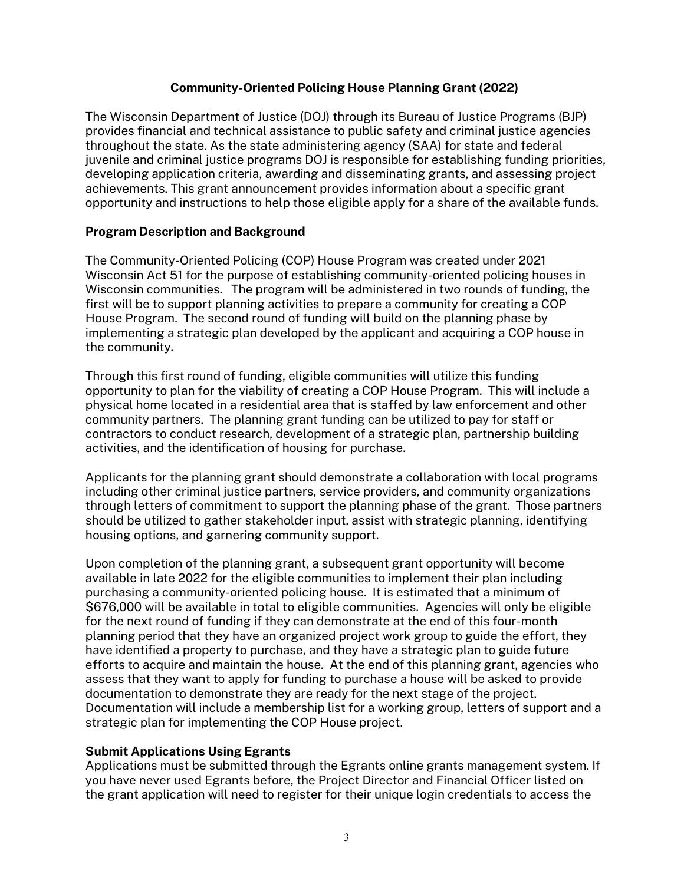## Community-Oriented Policing House Planning Grant (2022)

The Wisconsin Department of Justice (DOJ) through its Bureau of Justice Programs (BJP) provides financial and technical assistance to public safety and criminal justice agencies throughout the state. As the state administering agency (SAA) for state and federal juvenile and criminal justice programs DOJ is responsible for establishing funding priorities, developing application criteria, awarding and disseminating grants, and assessing project achievements. This grant announcement provides information about a specific grant opportunity and instructions to help those eligible apply for a share of the available funds.

### Program Description and Background

The Community-Oriented Policing (COP) House Program was created under 2021 Wisconsin Act 51 for the purpose of establishing community-oriented policing houses in Wisconsin communities. The program will be administered in two rounds of funding, the first will be to support planning activities to prepare a community for creating a COP House Program. The second round of funding will build on the planning phase by implementing a strategic plan developed by the applicant and acquiring a COP house in the community.

Through this first round of funding, eligible communities will utilize this funding opportunity to plan for the viability of creating a COP House Program. This will include a physical home located in a residential area that is staffed by law enforcement and other community partners. The planning grant funding can be utilized to pay for staff or contractors to conduct research, development of a strategic plan, partnership building activities, and the identification of housing for purchase.

Applicants for the planning grant should demonstrate a collaboration with local programs including other criminal justice partners, service providers, and community organizations through letters of commitment to support the planning phase of the grant. Those partners should be utilized to gather stakeholder input, assist with strategic planning, identifying housing options, and garnering community support.

Upon completion of the planning grant, a subsequent grant opportunity will become available in late 2022 for the eligible communities to implement their plan including purchasing a community-oriented policing house. It is estimated that a minimum of $676,000 will be available in total to eligible communities. Agencies will only be eligible for the next round of funding if they can demonstrate at the end of this four-month planning period that they have an organized project work group to guide the effort, they have identified a property to purchase, and they have a strategic plan to guide future efforts to acquire and maintain the house. At the end of this planning grant, agencies who assess that they want to apply for funding to purchase a house will be asked to provide documentation to demonstrate they are ready for the next stage of the project. Documentation will include a membership list for a working group, letters of support and a strategic plan for implementing the COP House project.

### Submit Applications Using Egrants

Applications must be submitted through the Egrants online grants management system. If you have never used Egrants before, the Project Director and Financial Officer listed on the grant application will need to register for their unique login credentials to access the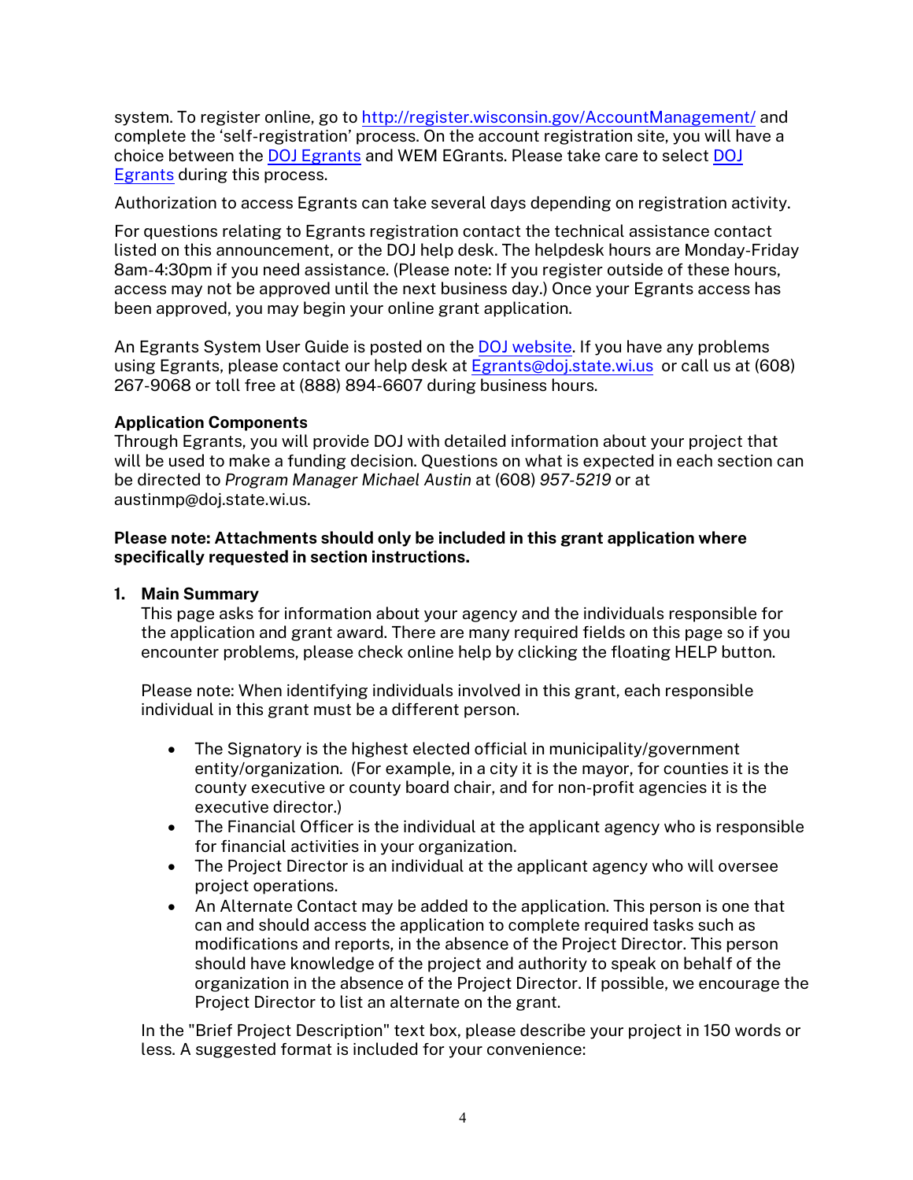system. To register online, go to http://register.wisconsin.gov/AccountManagement/ and complete the 'self-registration' process. On the account registration site, you will have a choice between the DOJ Egrants and WEM EGrants. Please take care to select DOJ Egrants during this process.

Authorization to access Egrants can take several days depending on registration activity.

For questions relating to Egrants registration contact the technical assistance contact listed on this announcement, or the DOJ help desk. The helpdesk hours are Monday-Friday 8am-4:30pm if you need assistance. (Please note: If you register outside of these hours, access may not be approved until the next business day.) Once your Egrants access has been approved, you may begin your online grant application.

An Egrants System User Guide is posted on the DOJ website. If you have any problems using Egrants, please contact our help desk at Egrants@doj.state.wi.us or call us at (608) 267-9068 or toll free at (888) 894-6607 during business hours.

**Application Components**

Through Egrants, you will provide DOJ with detailed information about your project that will be used to make a funding decision. Questions on what is expected in each section can be directed to *Program Manager Michael Austin* at (608) *957-5219* or at austinmp@doj.state.wi.us.

**Please note: Attachments should only be included in this grant application where specifically requested in section instructions.**

1. **Main Summary**

   This page asks for information about your agency and the individuals responsible for the application and grant award. There are many required fields on this page so if you encounter problems, please check online help by clicking the floating HELP button.

   Please note: When identifying individuals involved in this grant, each responsible individual in this grant must be a different person.

   - The Signatory is the highest elected official in municipality/government entity/organization. (For example, in a city it is the mayor, for counties it is the county executive or county board chair, and for non-profit agencies it is the executive director.)
   - The Financial Officer is the individual at the applicant agency who is responsible for financial activities in your organization.
   - The Project Director is an individual at the applicant agency who will oversee project operations.
   - An Alternate Contact may be added to the application. This person is one that can and should access the application to complete required tasks such as modifications and reports, in the absence of the Project Director. This person should have knowledge of the project and authority to speak on behalf of the organization in the absence of the Project Director. If possible, we encourage the Project Director to list an alternate on the grant.

   In the "Brief Project Description" text box, please describe your project in 150 words or less. A suggested format is included for your convenience: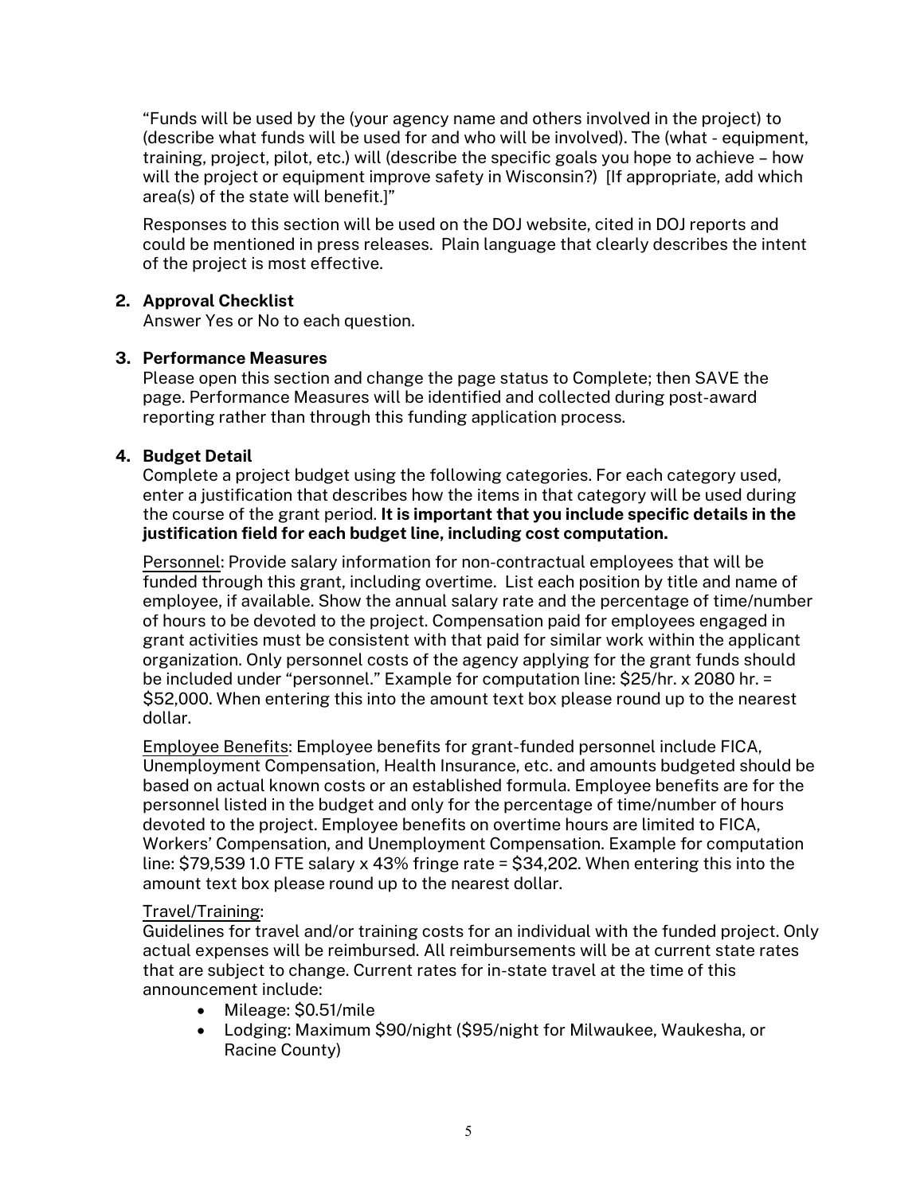"Funds will be used by the (your agency name and others involved in the project) to (describe what funds will be used for and who will be involved). The (what - equipment, training, project, pilot, etc.) will (describe the specific goals you hope to achieve – how will the project or equipment improve safety in Wisconsin?) [If appropriate, add which area(s) of the state will benefit.]"

Responses to this section will be used on the DOJ website, cited in DOJ reports and could be mentioned in press releases. Plain language that clearly describes the intent of the project is most effective.

**2. Approval Checklist**

Answer Yes or No to each question.

**3. Performance Measures**

Please open this section and change the page status to Complete; then SAVE the page. Performance Measures will be identified and collected during post-award reporting rather than through this funding application process.

**4. Budget Detail**

Complete a project budget using the following categories. For each category used, enter a justification that describes how the items in that category will be used during the course of the grant period. **It is important that you include specific details in the justification field for each budget line, including cost computation.**

<u>Personnel</u>: Provide salary information for non-contractual employees that will be funded through this grant, including overtime. List each position by title and name of employee, if available. Show the annual salary rate and the percentage of time/number of hours to be devoted to the project. Compensation paid for employees engaged in grant activities must be consistent with that paid for similar work within the applicant organization. Only personnel costs of the agency applying for the grant funds should be included under "personnel." Example for computation line: $25/hr. x 2080 hr. = $52,000. When entering this into the amount text box please round up to the nearest dollar.

<u>Employee Benefits</u>: Employee benefits for grant-funded personnel include FICA, Unemployment Compensation, Health Insurance, etc. and amounts budgeted should be based on actual known costs or an established formula. Employee benefits are for the personnel listed in the budget and only for the percentage of time/number of hours devoted to the project. Employee benefits on overtime hours are limited to FICA, Workers' Compensation, and Unemployment Compensation. Example for computation line: $79,539 1.0 FTE salary x 43% fringe rate = $34,202. When entering this into the amount text box please round up to the nearest dollar.

<u>Travel/Training</u>:

Guidelines for travel and/or training costs for an individual with the funded project. Only actual expenses will be reimbursed. All reimbursements will be at current state rates that are subject to change. Current rates for in-state travel at the time of this announcement include:

- Mileage: $0.51/mile
- Lodging: Maximum $90/night ($95/night for Milwaukee, Waukesha, or Racine County)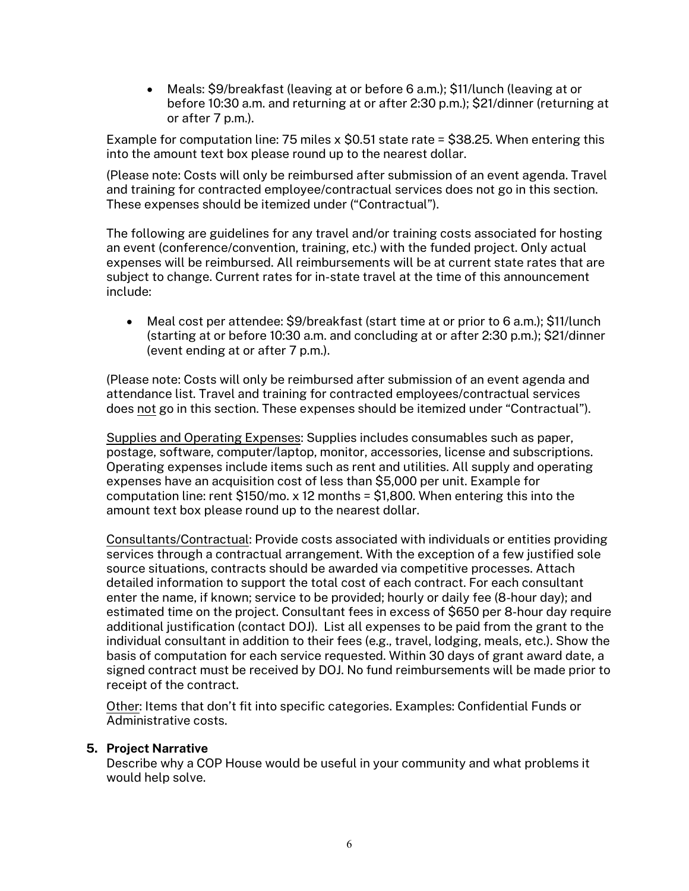- Meals: $9/breakfast (leaving at or before 6 a.m.); $11/lunch (leaving at or before 10:30 a.m. and returning at or after 2:30 p.m.); $21/dinner (returning at or after 7 p.m.).

Example for computation line: 75 miles x $0.51 state rate = $38.25. When entering this into the amount text box please round up to the nearest dollar.

(Please note: Costs will only be reimbursed after submission of an event agenda. Travel and training for contracted employee/contractual services does not go in this section. These expenses should be itemized under ("Contractual").

The following are guidelines for any travel and/or training costs associated for hosting an event (conference/convention, training, etc.) with the funded project. Only actual expenses will be reimbursed. All reimbursements will be at current state rates that are subject to change. Current rates for in-state travel at the time of this announcement include:

- Meal cost per attendee: $9/breakfast (start time at or prior to 6 a.m.); $11/lunch (starting at or before 10:30 a.m. and concluding at or after 2:30 p.m.); $21/dinner (event ending at or after 7 p.m.).

(Please note: Costs will only be reimbursed after submission of an event agenda and attendance list. Travel and training for contracted employees/contractual services does <u>not</u> go in this section. These expenses should be itemized under "Contractual").

<u>Supplies and Operating Expenses</u>: Supplies includes consumables such as paper, postage, software, computer/laptop, monitor, accessories, license and subscriptions. Operating expenses include items such as rent and utilities. All supply and operating expenses have an acquisition cost of less than $5,000 per unit. Example for computation line: rent $150/mo. x 12 months = $1,800. When entering this into the amount text box please round up to the nearest dollar.

<u>Consultants/Contractual</u>: Provide costs associated with individuals or entities providing services through a contractual arrangement. With the exception of a few justified sole source situations, contracts should be awarded via competitive processes. Attach detailed information to support the total cost of each contract. For each consultant enter the name, if known; service to be provided; hourly or daily fee (8-hour day); and estimated time on the project. Consultant fees in excess of $650 per 8-hour day require additional justification (contact DOJ). List all expenses to be paid from the grant to the individual consultant in addition to their fees (e.g., travel, lodging, meals, etc.). Show the basis of computation for each service requested. Within 30 days of grant award date, a signed contract must be received by DOJ. No fund reimbursements will be made prior to receipt of the contract.

<u>Other</u>: Items that don't fit into specific categories. Examples: Confidential Funds or Administrative costs.

**5. Project Narrative**

Describe why a COP House would be useful in your community and what problems it would help solve.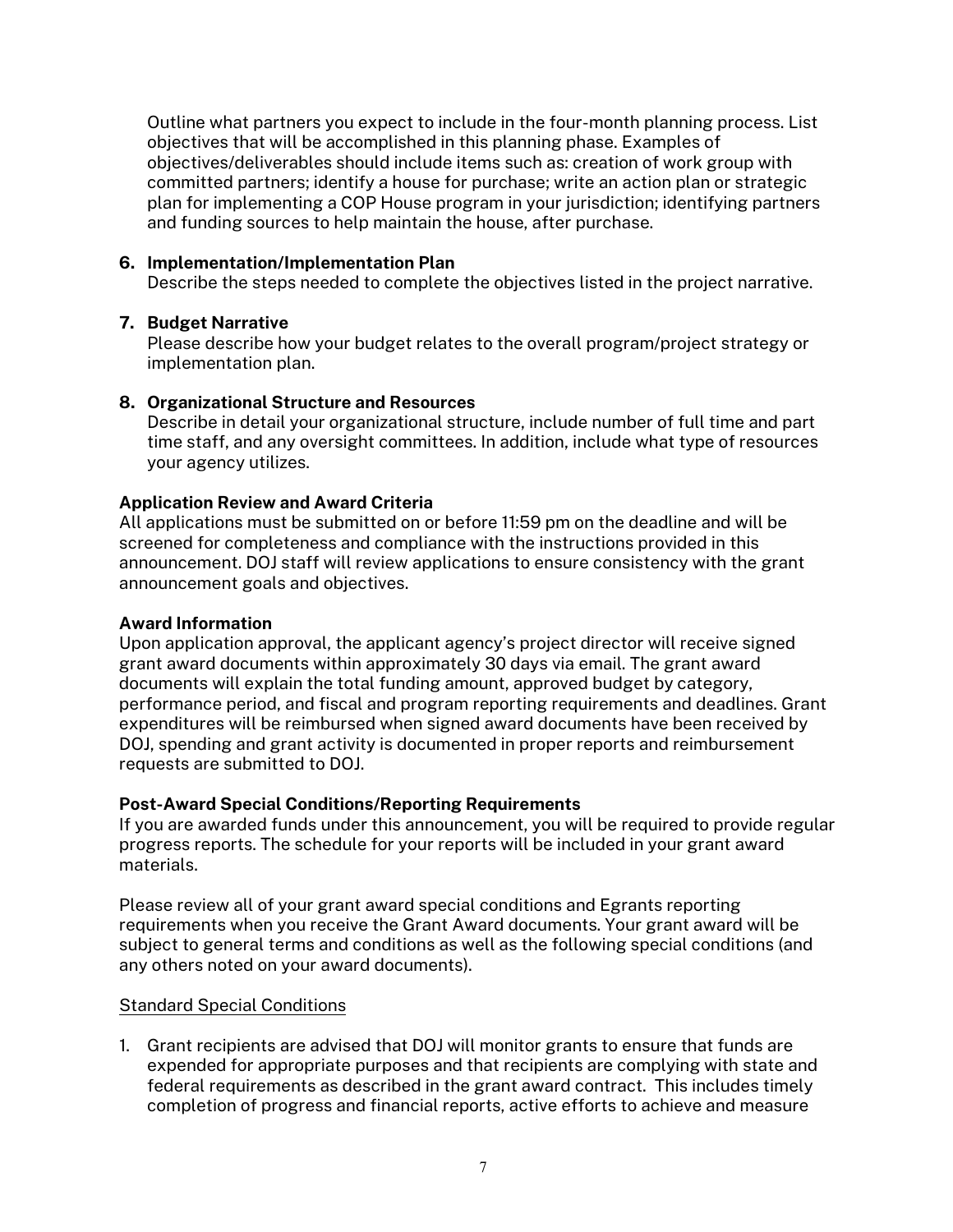Outline what partners you expect to include in the four-month planning process. List objectives that will be accomplished in this planning phase. Examples of objectives/deliverables should include items such as: creation of work group with committed partners; identify a house for purchase; write an action plan or strategic plan for implementing a COP House program in your jurisdiction; identifying partners and funding sources to help maintain the house, after purchase.

6. **Implementation/Implementation Plan**
   Describe the steps needed to complete the objectives listed in the project narrative.

7. **Budget Narrative**
   Please describe how your budget relates to the overall program/project strategy or implementation plan.

8. **Organizational Structure and Resources**
   Describe in detail your organizational structure, include number of full time and part time staff, and any oversight committees. In addition, include what type of resources your agency utilizes.

**Application Review and Award Criteria**
All applications must be submitted on or before 11:59 pm on the deadline and will be screened for completeness and compliance with the instructions provided in this announcement. DOJ staff will review applications to ensure consistency with the grant announcement goals and objectives.

**Award Information**
Upon application approval, the applicant agency's project director will receive signed grant award documents within approximately 30 days via email. The grant award documents will explain the total funding amount, approved budget by category, performance period, and fiscal and program reporting requirements and deadlines. Grant expenditures will be reimbursed when signed award documents have been received by DOJ, spending and grant activity is documented in proper reports and reimbursement requests are submitted to DOJ.

**Post-Award Special Conditions/Reporting Requirements**
If you are awarded funds under this announcement, you will be required to provide regular progress reports. The schedule for your reports will be included in your grant award materials.

Please review all of your grant award special conditions and Egrants reporting requirements when you receive the Grant Award documents. Your grant award will be subject to general terms and conditions as well as the following special conditions (and any others noted on your award documents).

Standard Special Conditions

1. Grant recipients are advised that DOJ will monitor grants to ensure that funds are expended for appropriate purposes and that recipients are complying with state and federal requirements as described in the grant award contract. This includes timely completion of progress and financial reports, active efforts to achieve and measure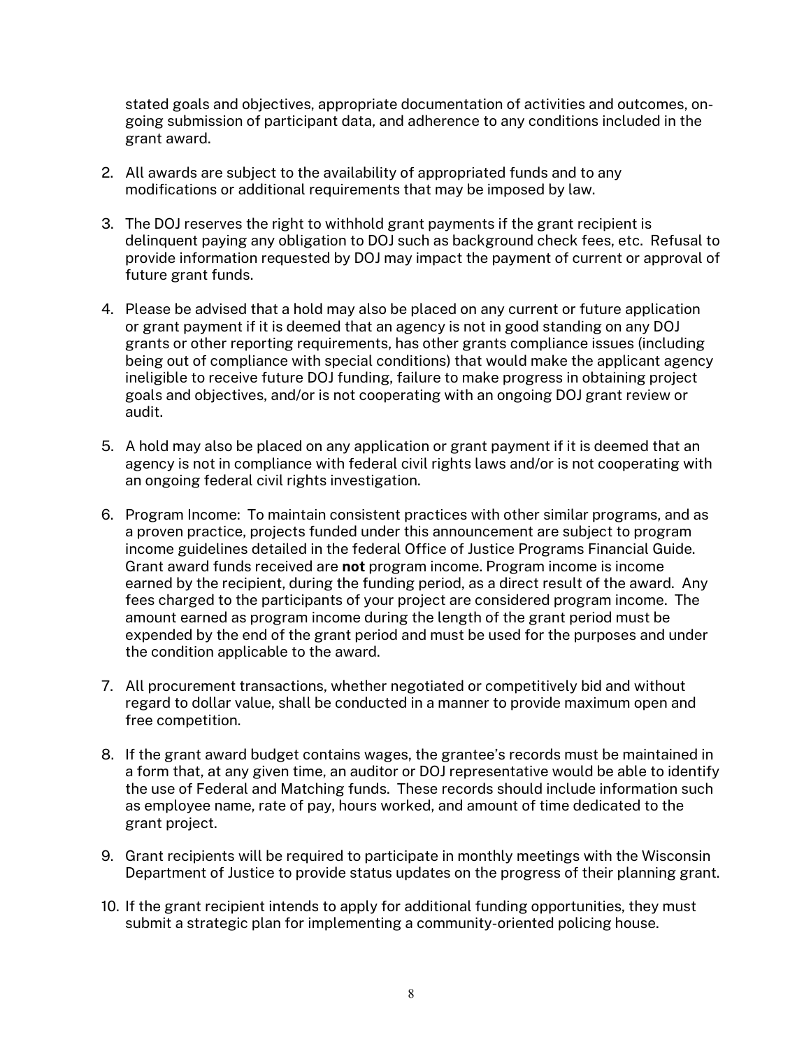stated goals and objectives, appropriate documentation of activities and outcomes, on-going submission of participant data, and adherence to any conditions included in the grant award.

2. All awards are subject to the availability of appropriated funds and to any modifications or additional requirements that may be imposed by law.

3. The DOJ reserves the right to withhold grant payments if the grant recipient is delinquent paying any obligation to DOJ such as background check fees, etc. Refusal to provide information requested by DOJ may impact the payment of current or approval of future grant funds.

4. Please be advised that a hold may also be placed on any current or future application or grant payment if it is deemed that an agency is not in good standing on any DOJ grants or other reporting requirements, has other grants compliance issues (including being out of compliance with special conditions) that would make the applicant agency ineligible to receive future DOJ funding, failure to make progress in obtaining project goals and objectives, and/or is not cooperating with an ongoing DOJ grant review or audit.

5. A hold may also be placed on any application or grant payment if it is deemed that an agency is not in compliance with federal civil rights laws and/or is not cooperating with an ongoing federal civil rights investigation.

6. Program Income: To maintain consistent practices with other similar programs, and as a proven practice, projects funded under this announcement are subject to program income guidelines detailed in the federal Office of Justice Programs Financial Guide. Grant award funds received are **not** program income. Program income is income earned by the recipient, during the funding period, as a direct result of the award. Any fees charged to the participants of your project are considered program income. The amount earned as program income during the length of the grant period must be expended by the end of the grant period and must be used for the purposes and under the condition applicable to the award.

7. All procurement transactions, whether negotiated or competitively bid and without regard to dollar value, shall be conducted in a manner to provide maximum open and free competition.

8. If the grant award budget contains wages, the grantee's records must be maintained in a form that, at any given time, an auditor or DOJ representative would be able to identify the use of Federal and Matching funds. These records should include information such as employee name, rate of pay, hours worked, and amount of time dedicated to the grant project.

9. Grant recipients will be required to participate in monthly meetings with the Wisconsin Department of Justice to provide status updates on the progress of their planning grant.

10. If the grant recipient intends to apply for additional funding opportunities, they must submit a strategic plan for implementing a community-oriented policing house.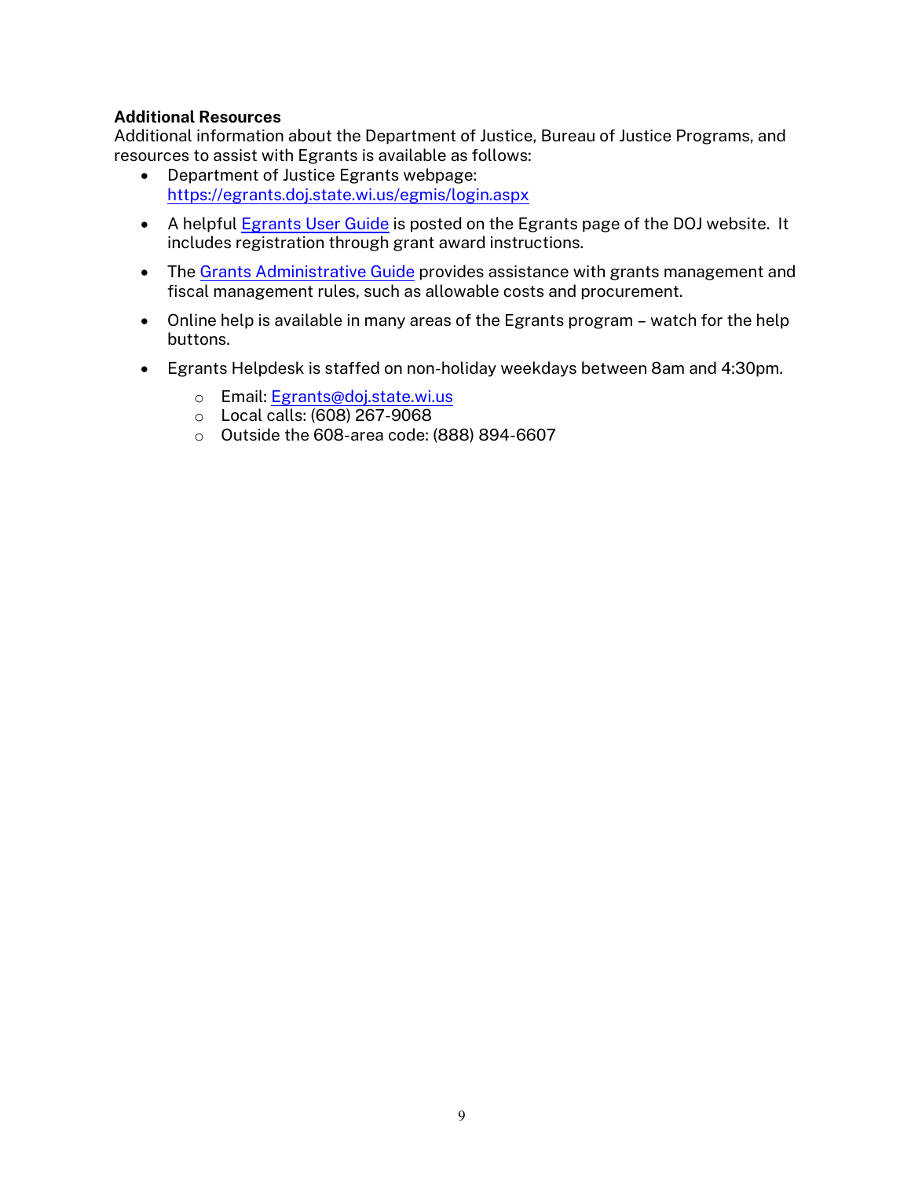**Additional Resources**

Additional information about the Department of Justice, Bureau of Justice Programs, and resources to assist with Egrants is available as follows:

- Department of Justice Egrants webpage: https://egrants.doj.state.wi.us/egmis/login.aspx
- A helpful Egrants User Guide is posted on the Egrants page of the DOJ website. It includes registration through grant award instructions.
- The Grants Administrative Guide provides assistance with grants management and fiscal management rules, such as allowable costs and procurement.
- Online help is available in many areas of the Egrants program – watch for the help buttons.
- Egrants Helpdesk is staffed on non-holiday weekdays between 8am and 4:30pm.
    - Email: Egrants@doj.state.wi.us
    - Local calls: (608) 267-9068
    - Outside the 608-area code: (888) 894-6607